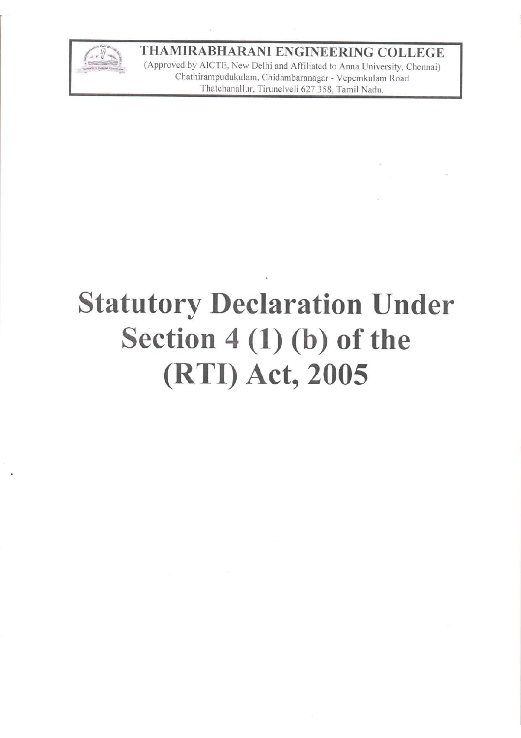**THAMIRABHARANI ENGINEERING COLLEGE**

(Approved by AICTE, New Delhi and Affiliated to Anna University, Chennai)
Chathirampudukulam, Chidambaranagar - Vepemkulam Road
Thatchanallur, Tirunelveli 627 358, Tamil Nadu.

# Statutory Declaration Under Section 4 (1) (b) of the (RTI) Act, 2005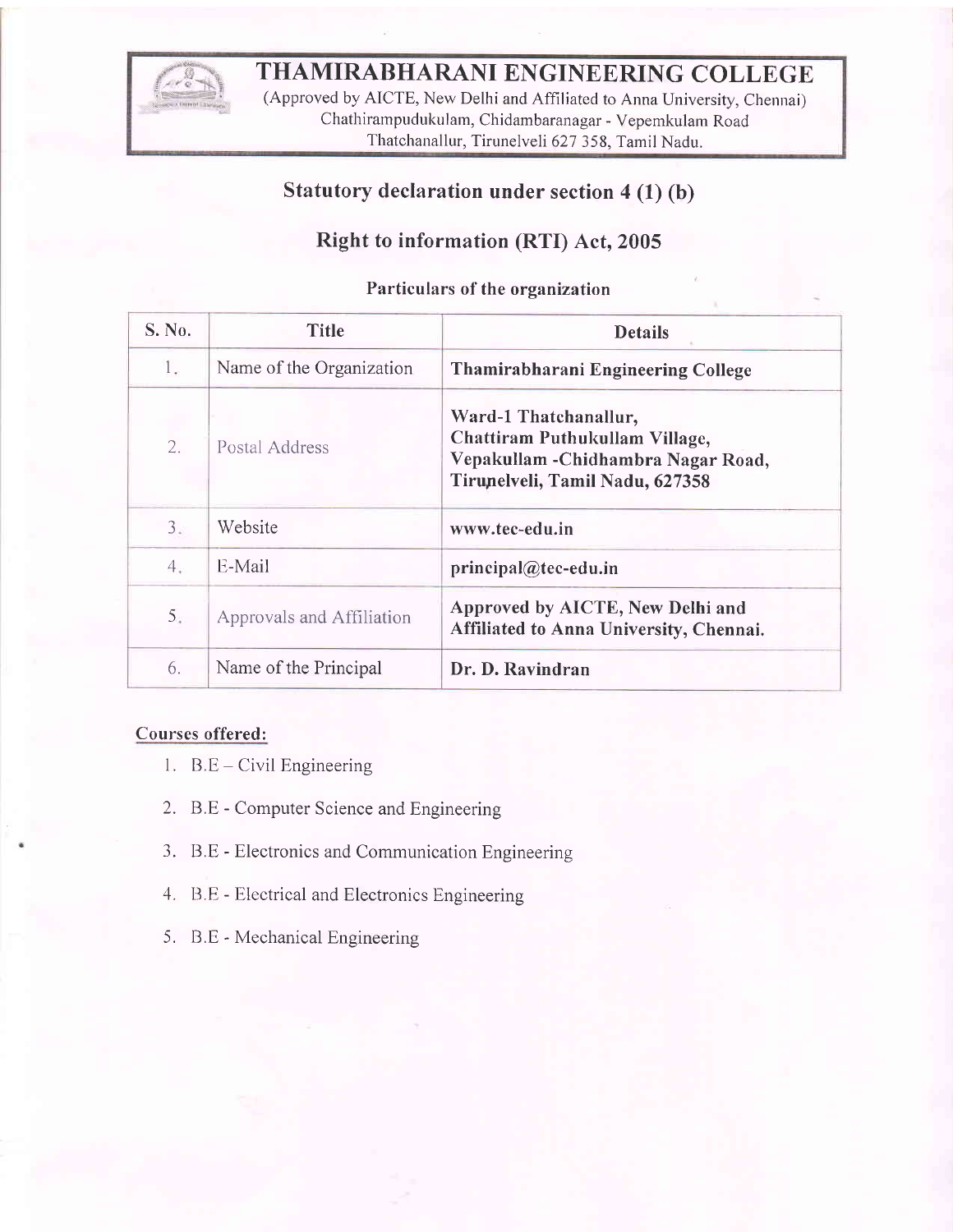# THAMIRABHARANI ENGINEERING COLLEGE

(Approved by AICTE, New Delhi and Affiliated to Anna University, Chennai)
Chathirampudukulam, Chidambaranagar - Vepemkulam Road
Thatchanallur, Tirunelveli 627 358, Tamil Nadu.

## Statutory declaration under section 4 (1) (b)

## Right to information (RTI) Act, 2005

### Particulars of the organization

| S. No. | Title | Details |
|---|---|---|
| 1. | Name of the Organization | **Thamirabharani Engineering College** |
| 2. | Postal Address | **Ward-1 Thatchanallur, Chattiram Puthukullam Village, Vepakullam -Chidhambra Nagar Road, Tirunelveli, Tamil Nadu, 627358** |
| 3. | Website | **www.tec-edu.in** |
| 4. | E-Mail | **principal@tec-edu.in** |
| 5. | Approvals and Affiliation | **Approved by AICTE, New Delhi and Affiliated to Anna University, Chennai.** |
| 6. | Name of the Principal | **Dr. D. Ravindran** |

**Courses offered:**

1. B.E – Civil Engineering
2. B.E - Computer Science and Engineering
3. B.E - Electronics and Communication Engineering
4. B.E - Electrical and Electronics Engineering
5. B.E - Mechanical Engineering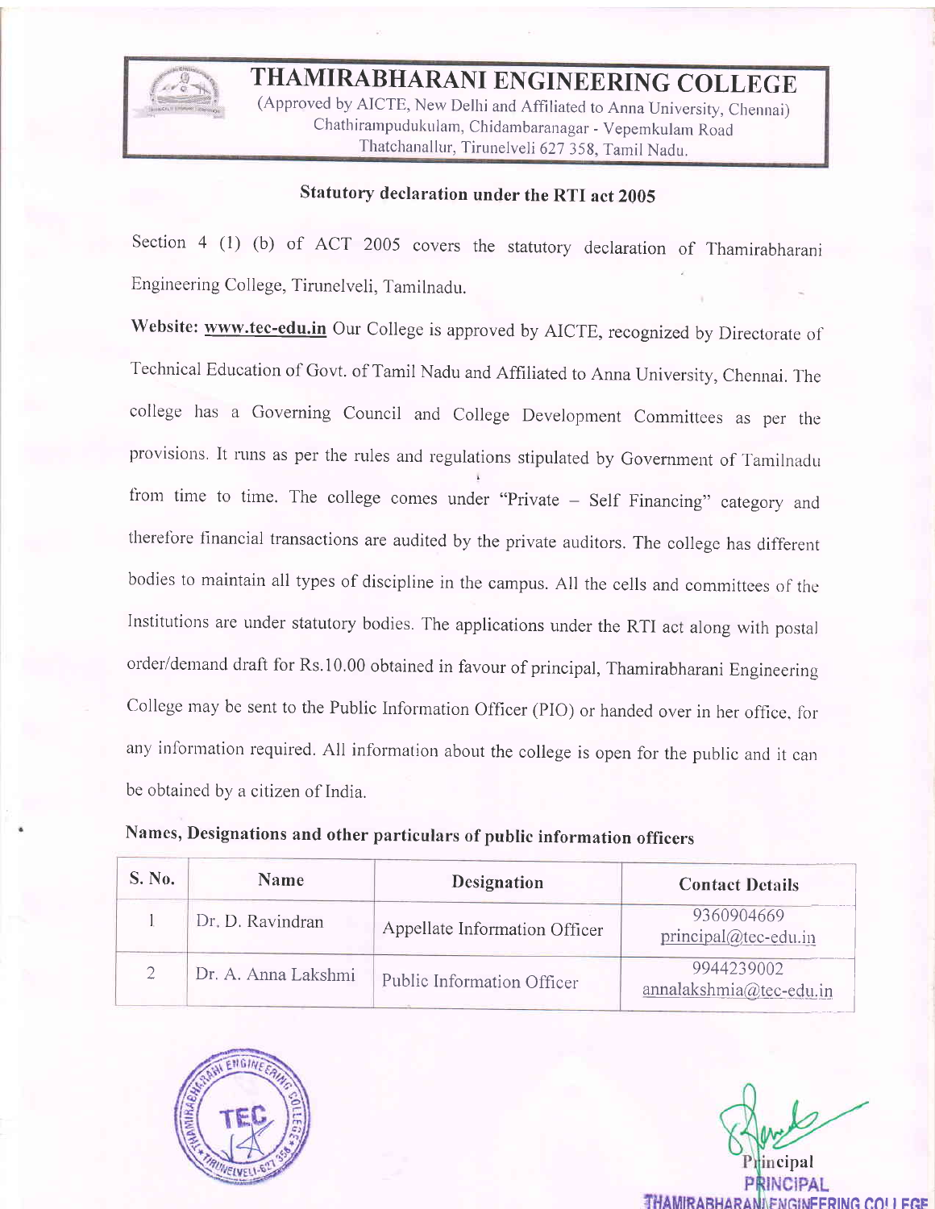# THAMIRABHARANI ENGINEERING COLLEGE

(Approved by AICTE, New Delhi and Affiliated to Anna University, Chennai)
Chathirampudukulam, Chidambaranagar - Vepemkulam Road
Thatchanallur, Tirunelveli 627 358, Tamil Nadu.

## Statutory declaration under the RTI act 2005

Section 4 (1) (b) of ACT 2005 covers the statutory declaration of Thamirabharani Engineering College, Tirunelveli, Tamilnadu.

**Website:** www.tec-edu.in Our College is approved by AICTE, recognized by Directorate of Technical Education of Govt. of Tamil Nadu and Affiliated to Anna University, Chennai. The college has a Governing Council and College Development Committees as per the provisions. It runs as per the rules and regulations stipulated by Government of Tamilnadu from time to time. The college comes under "Private – Self Financing" category and therefore financial transactions are audited by the private auditors. The college has different bodies to maintain all types of discipline in the campus. All the cells and committees of the Institutions are under statutory bodies. The applications under the RTI act along with postal order/demand draft for Rs.10.00 obtained in favour of principal, Thamirabharani Engineering College may be sent to the Public Information Officer (PIO) or handed over in her office, for any information required. All information about the college is open for the public and it can be obtained by a citizen of India.

### Names, Designations and other particulars of public information officers

| S. No. | Name | Designation | Contact Details |
|---|---|---|---|
| 1 | Dr. D. Ravindran | Appellate Information Officer | 9360904669 principal@tec-edu.in |
| 2 | Dr. A. Anna Lakshmi | Public Information Officer | 9944239002 annalakshmia@tec-edu.in |

Principal
PRINCIPAL
THAMIRABHARANI ENGINEERING COLLEGE